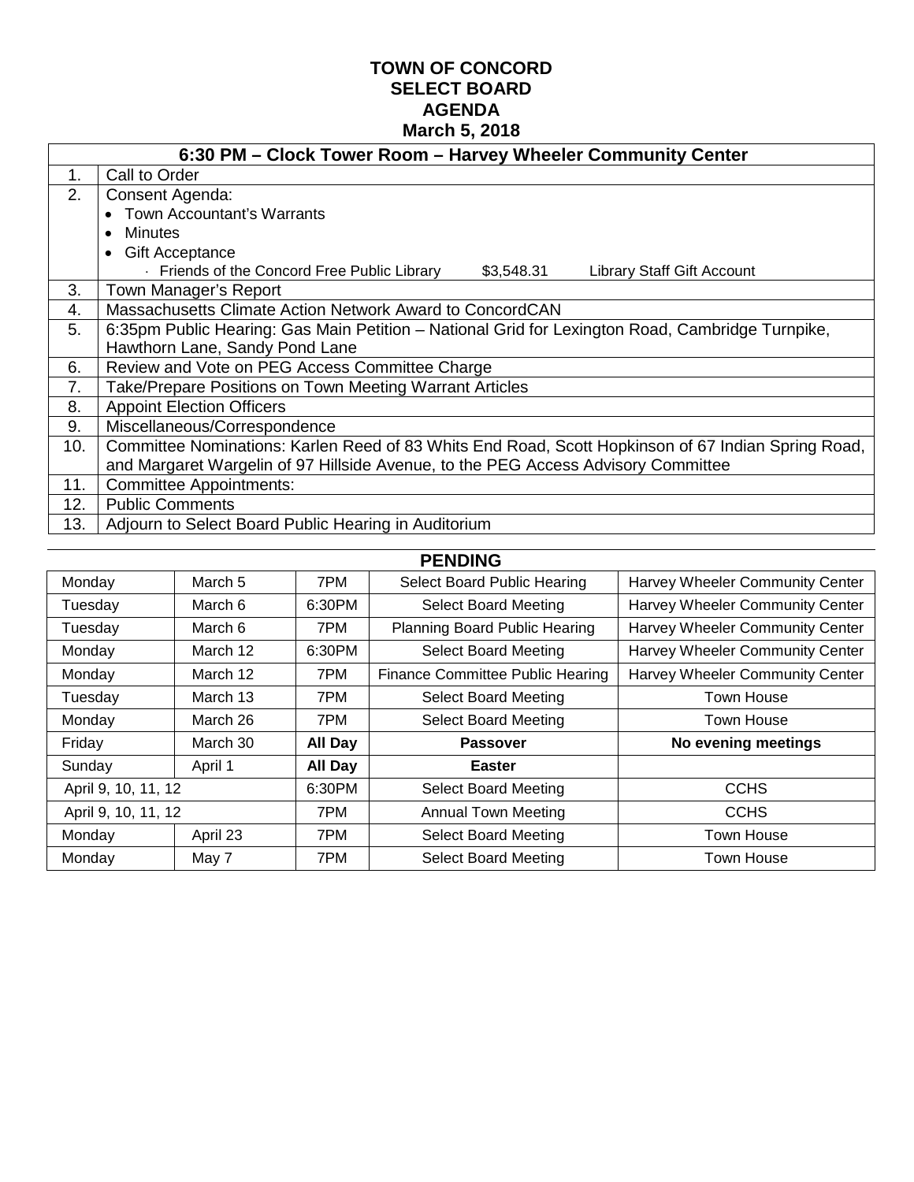# TOWN OF CONCORD
# SELECT BOARD
# AGENDA
# March 5, 2018

| 6:30 PM – Clock Tower Room – Harvey Wheeler Community Center | |
|---|---|
| 1. | Call to Order |
| 2. | Consent Agenda:<br>• Town Accountant's Warrants<br>• Minutes<br>• Gift Acceptance<br>· Friends of the Concord Free Public Library $3,548.31 Library Staff Gift Account |
| 3. | Town Manager's Report |
| 4. | Massachusetts Climate Action Network Award to ConcordCAN |
| 5. | 6:35pm Public Hearing: Gas Main Petition – National Grid for Lexington Road, Cambridge Turnpike, Hawthorn Lane, Sandy Pond Lane |
| 6. | Review and Vote on PEG Access Committee Charge |
| 7. | Take/Prepare Positions on Town Meeting Warrant Articles |
| 8. | Appoint Election Officers |
| 9. | Miscellaneous/Correspondence |
| 10. | Committee Nominations: Karlen Reed of 83 Whits End Road, Scott Hopkinson of 67 Indian Spring Road, and Margaret Wargelin of 97 Hillside Avenue, to the PEG Access Advisory Committee |
| 11. | Committee Appointments: |
| 12. | Public Comments |
| 13. | Adjourn to Select Board Public Hearing in Auditorium |

## PENDING

| | | | | |
|---|---|---|---|---|
| Monday | March 5 | 7PM | Select Board Public Hearing | Harvey Wheeler Community Center |
| Tuesday | March 6 | 6:30PM | Select Board Meeting | Harvey Wheeler Community Center |
| Tuesday | March 6 | 7PM | Planning Board Public Hearing | Harvey Wheeler Community Center |
| Monday | March 12 | 6:30PM | Select Board Meeting | Harvey Wheeler Community Center |
| Monday | March 12 | 7PM | Finance Committee Public Hearing | Harvey Wheeler Community Center |
| Tuesday | March 13 | 7PM | Select Board Meeting | Town House |
| Monday | March 26 | 7PM | Select Board Meeting | Town House |
| Friday | March 30 | **All Day** | **Passover** | **No evening meetings** |
| Sunday | April 1 | **All Day** | **Easter** | |
| April 9, 10, 11, 12 | | 6:30PM | Select Board Meeting | CCHS |
| April 9, 10, 11, 12 | | 7PM | Annual Town Meeting | CCHS |
| Monday | April 23 | 7PM | Select Board Meeting | Town House |
| Monday | May 7 | 7PM | Select Board Meeting | Town House |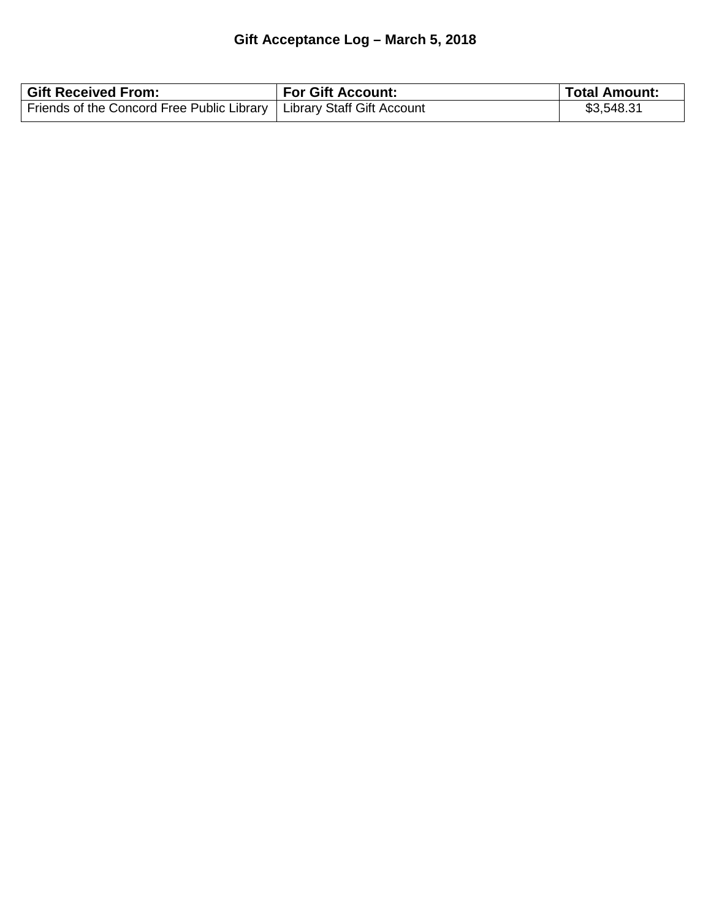# Gift Acceptance Log – March 5, 2018

| Gift Received From: | For Gift Account: | Total Amount: |
| --- | --- | --- |
| Friends of the Concord Free Public Library | Library Staff Gift Account | $3,548.31 |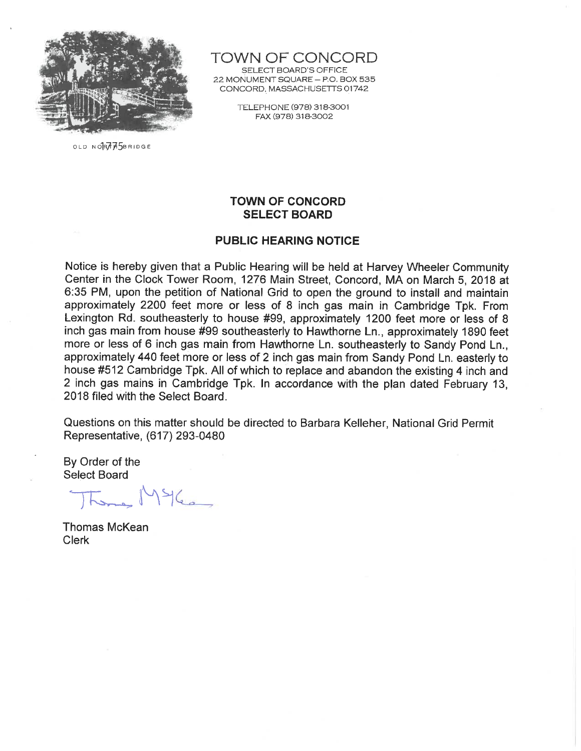OLD NORTH BRIDGE 1775

# TOWN OF CONCORD

SELECT BOARD'S OFFICE
22 MONUMENT SQUARE – P.O. BOX 535
CONCORD, MASSACHUSETTS 01742

TELEPHONE (978) 318-3001
FAX (978) 318-3002

## TOWN OF CONCORD
## SELECT BOARD

### PUBLIC HEARING NOTICE

Notice is hereby given that a Public Hearing will be held at Harvey Wheeler Community Center in the Clock Tower Room, 1276 Main Street, Concord, MA on March 5, 2018 at 6:35 PM, upon the petition of National Grid to open the ground to install and maintain approximately 2200 feet more or less of 8 inch gas main in Cambridge Tpk. From Lexington Rd. southeasterly to house #99, approximately 1200 feet more or less of 8 inch gas main from house #99 southeasterly to Hawthorne Ln., approximately 1890 feet more or less of 6 inch gas main from Hawthorne Ln. southeasterly to Sandy Pond Ln., approximately 440 feet more or less of 2 inch gas main from Sandy Pond Ln. easterly to house #512 Cambridge Tpk. All of which to replace and abandon the existing 4 inch and 2 inch gas mains in Cambridge Tpk. In accordance with the plan dated February 13, 2018 filed with the Select Board.

Questions on this matter should be directed to Barbara Kelleher, National Grid Permit Representative, (617) 293-0480

By Order of the
Select Board

Thomas McKean
Clerk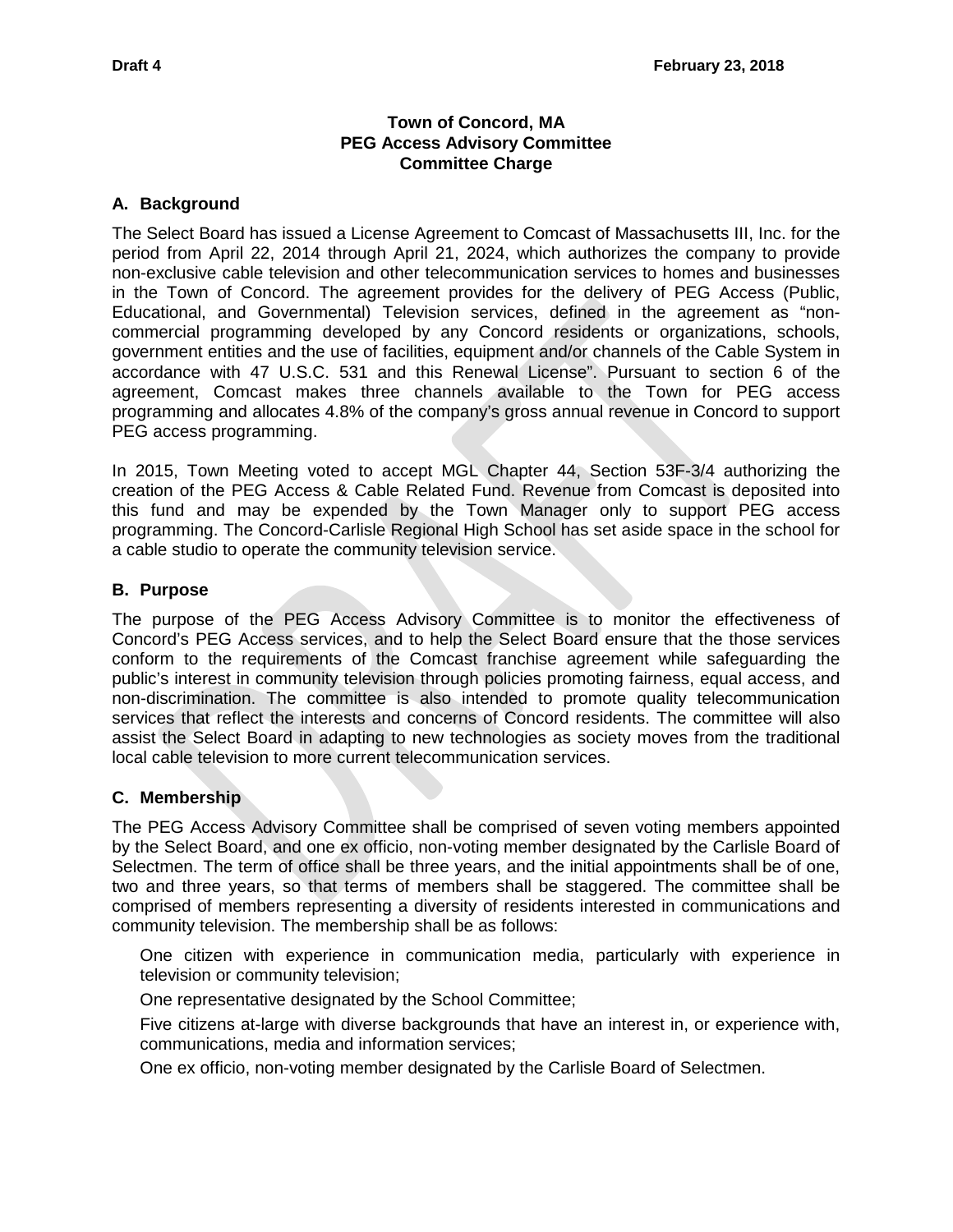Draft 4 February 23, 2018

**Town of Concord, MA**
**PEG Access Advisory Committee**
**Committee Charge**

## A. Background

The Select Board has issued a License Agreement to Comcast of Massachusetts III, Inc. for the period from April 22, 2014 through April 21, 2024, which authorizes the company to provide non-exclusive cable television and other telecommunication services to homes and businesses in the Town of Concord. The agreement provides for the delivery of PEG Access (Public, Educational, and Governmental) Television services, defined in the agreement as "non-commercial programming developed by any Concord residents or organizations, schools, government entities and the use of facilities, equipment and/or channels of the Cable System in accordance with 47 U.S.C. 531 and this Renewal License". Pursuant to section 6 of the agreement, Comcast makes three channels available to the Town for PEG access programming and allocates 4.8% of the company's gross annual revenue in Concord to support PEG access programming.

In 2015, Town Meeting voted to accept MGL Chapter 44, Section 53F-3/4 authorizing the creation of the PEG Access & Cable Related Fund. Revenue from Comcast is deposited into this fund and may be expended by the Town Manager only to support PEG access programming. The Concord-Carlisle Regional High School has set aside space in the school for a cable studio to operate the community television service.

## B. Purpose

The purpose of the PEG Access Advisory Committee is to monitor the effectiveness of Concord's PEG Access services, and to help the Select Board ensure that the those services conform to the requirements of the Comcast franchise agreement while safeguarding the public's interest in community television through policies promoting fairness, equal access, and non-discrimination. The committee is also intended to promote quality telecommunication services that reflect the interests and concerns of Concord residents. The committee will also assist the Select Board in adapting to new technologies as society moves from the traditional local cable television to more current telecommunication services.

## C. Membership

The PEG Access Advisory Committee shall be comprised of seven voting members appointed by the Select Board, and one ex officio, non-voting member designated by the Carlisle Board of Selectmen. The term of office shall be three years, and the initial appointments shall be of one, two and three years, so that terms of members shall be staggered. The committee shall be comprised of members representing a diversity of residents interested in communications and community television. The membership shall be as follows:

One citizen with experience in communication media, particularly with experience in television or community television;

One representative designated by the School Committee;

Five citizens at-large with diverse backgrounds that have an interest in, or experience with, communications, media and information services;

One ex officio, non-voting member designated by the Carlisle Board of Selectmen.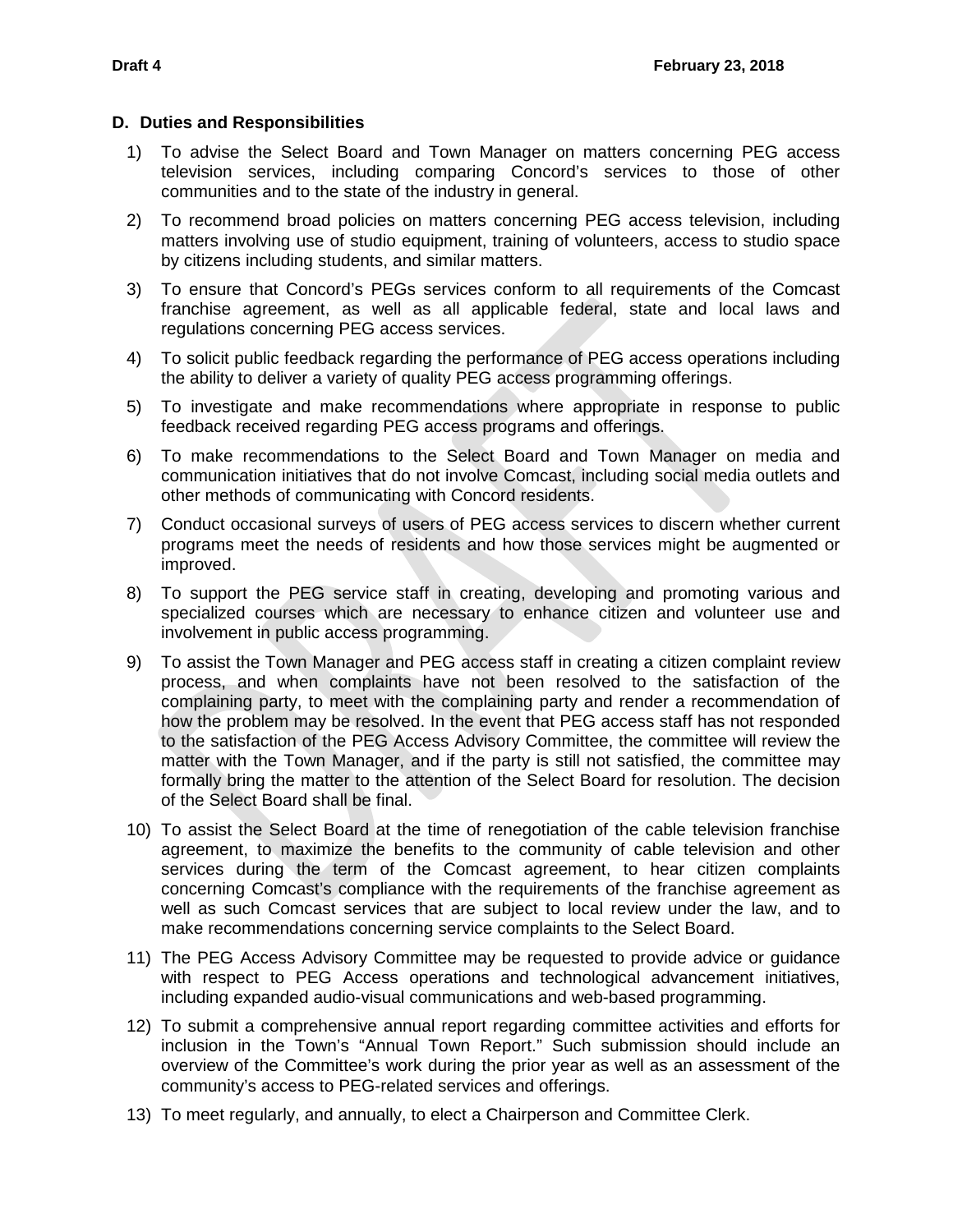### D. Duties and Responsibilities

1) To advise the Select Board and Town Manager on matters concerning PEG access television services, including comparing Concord's services to those of other communities and to the state of the industry in general.

2) To recommend broad policies on matters concerning PEG access television, including matters involving use of studio equipment, training of volunteers, access to studio space by citizens including students, and similar matters.

3) To ensure that Concord's PEGs services conform to all requirements of the Comcast franchise agreement, as well as all applicable federal, state and local laws and regulations concerning PEG access services.

4) To solicit public feedback regarding the performance of PEG access operations including the ability to deliver a variety of quality PEG access programming offerings.

5) To investigate and make recommendations where appropriate in response to public feedback received regarding PEG access programs and offerings.

6) To make recommendations to the Select Board and Town Manager on media and communication initiatives that do not involve Comcast, including social media outlets and other methods of communicating with Concord residents.

7) Conduct occasional surveys of users of PEG access services to discern whether current programs meet the needs of residents and how those services might be augmented or improved.

8) To support the PEG service staff in creating, developing and promoting various and specialized courses which are necessary to enhance citizen and volunteer use and involvement in public access programming.

9) To assist the Town Manager and PEG access staff in creating a citizen complaint review process, and when complaints have not been resolved to the satisfaction of the complaining party, to meet with the complaining party and render a recommendation of how the problem may be resolved. In the event that PEG access staff has not responded to the satisfaction of the PEG Access Advisory Committee, the committee will review the matter with the Town Manager, and if the party is still not satisfied, the committee may formally bring the matter to the attention of the Select Board for resolution. The decision of the Select Board shall be final.

10) To assist the Select Board at the time of renegotiation of the cable television franchise agreement, to maximize the benefits to the community of cable television and other services during the term of the Comcast agreement, to hear citizen complaints concerning Comcast's compliance with the requirements of the franchise agreement as well as such Comcast services that are subject to local review under the law, and to make recommendations concerning service complaints to the Select Board.

11) The PEG Access Advisory Committee may be requested to provide advice or guidance with respect to PEG Access operations and technological advancement initiatives, including expanded audio-visual communications and web-based programming.

12) To submit a comprehensive annual report regarding committee activities and efforts for inclusion in the Town's "Annual Town Report." Such submission should include an overview of the Committee's work during the prior year as well as an assessment of the community's access to PEG-related services and offerings.

13) To meet regularly, and annually, to elect a Chairperson and Committee Clerk.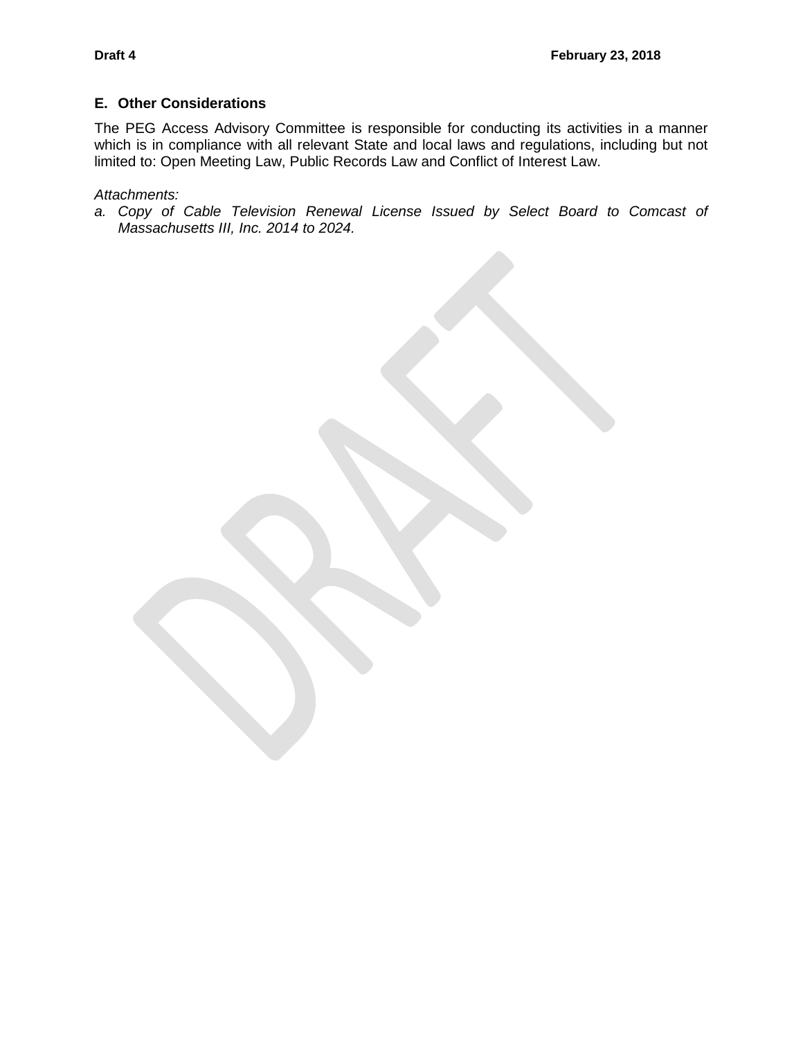## E. Other Considerations

The PEG Access Advisory Committee is responsible for conducting its activities in a manner which is in compliance with all relevant State and local laws and regulations, including but not limited to: Open Meeting Law, Public Records Law and Conflict of Interest Law.

*Attachments:*

*a. Copy of Cable Television Renewal License Issued by Select Board to Comcast of Massachusetts III, Inc. 2014 to 2024.*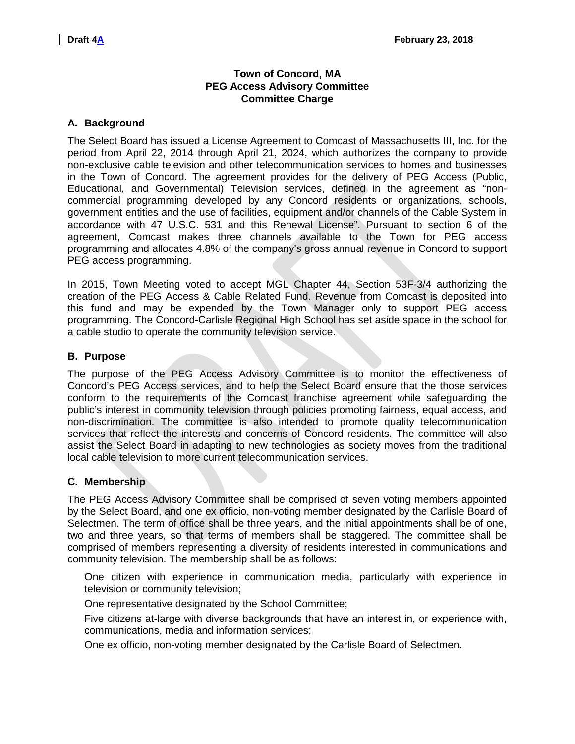Draft 4A February 23, 2018

**Town of Concord, MA**
**PEG Access Advisory Committee**
**Committee Charge**

## A. Background

The Select Board has issued a License Agreement to Comcast of Massachusetts III, Inc. for the period from April 22, 2014 through April 21, 2024, which authorizes the company to provide non-exclusive cable television and other telecommunication services to homes and businesses in the Town of Concord. The agreement provides for the delivery of PEG Access (Public, Educational, and Governmental) Television services, defined in the agreement as "non-commercial programming developed by any Concord residents or organizations, schools, government entities and the use of facilities, equipment and/or channels of the Cable System in accordance with 47 U.S.C. 531 and this Renewal License". Pursuant to section 6 of the agreement, Comcast makes three channels available to the Town for PEG access programming and allocates 4.8% of the company's gross annual revenue in Concord to support PEG access programming.

In 2015, Town Meeting voted to accept MGL Chapter 44, Section 53F-3/4 authorizing the creation of the PEG Access & Cable Related Fund. Revenue from Comcast is deposited into this fund and may be expended by the Town Manager only to support PEG access programming. The Concord-Carlisle Regional High School has set aside space in the school for a cable studio to operate the community television service.

## B. Purpose

The purpose of the PEG Access Advisory Committee is to monitor the effectiveness of Concord's PEG Access services, and to help the Select Board ensure that the those services conform to the requirements of the Comcast franchise agreement while safeguarding the public's interest in community television through policies promoting fairness, equal access, and non-discrimination. The committee is also intended to promote quality telecommunication services that reflect the interests and concerns of Concord residents. The committee will also assist the Select Board in adapting to new technologies as society moves from the traditional local cable television to more current telecommunication services.

## C. Membership

The PEG Access Advisory Committee shall be comprised of seven voting members appointed by the Select Board, and one ex officio, non-voting member designated by the Carlisle Board of Selectmen. The term of office shall be three years, and the initial appointments shall be of one, two and three years, so that terms of members shall be staggered. The committee shall be comprised of members representing a diversity of residents interested in communications and community television. The membership shall be as follows:

One citizen with experience in communication media, particularly with experience in television or community television;

One representative designated by the School Committee;

Five citizens at-large with diverse backgrounds that have an interest in, or experience with, communications, media and information services;

One ex officio, non-voting member designated by the Carlisle Board of Selectmen.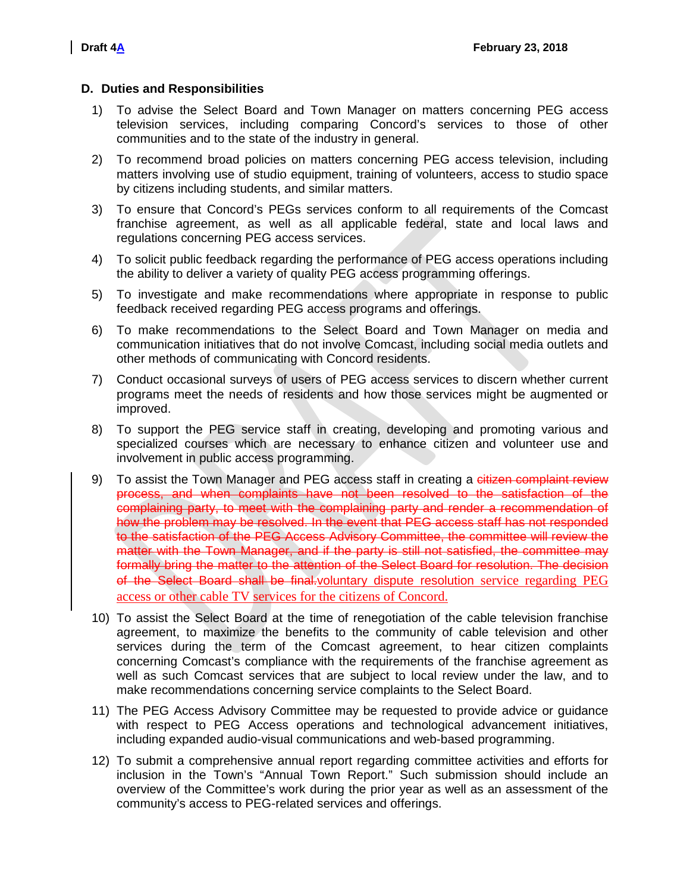## D. Duties and Responsibilities

1) To advise the Select Board and Town Manager on matters concerning PEG access television services, including comparing Concord's services to those of other communities and to the state of the industry in general.

2) To recommend broad policies on matters concerning PEG access television, including matters involving use of studio equipment, training of volunteers, access to studio space by citizens including students, and similar matters.

3) To ensure that Concord's PEGs services conform to all requirements of the Comcast franchise agreement, as well as all applicable federal, state and local laws and regulations concerning PEG access services.

4) To solicit public feedback regarding the performance of PEG access operations including the ability to deliver a variety of quality PEG access programming offerings.

5) To investigate and make recommendations where appropriate in response to public feedback received regarding PEG access programs and offerings.

6) To make recommendations to the Select Board and Town Manager on media and communication initiatives that do not involve Comcast, including social media outlets and other methods of communicating with Concord residents.

7) Conduct occasional surveys of users of PEG access services to discern whether current programs meet the needs of residents and how those services might be augmented or improved.

8) To support the PEG service staff in creating, developing and promoting various and specialized courses which are necessary to enhance citizen and volunteer use and involvement in public access programming.

9) To assist the Town Manager and PEG access staff in creating a ~~citizen complaint review process, and when complaints have not been resolved to the satisfaction of the complaining party, to meet with the complaining party and render a recommendation of how the problem may be resolved. In the event that PEG access staff has not responded to the satisfaction of the PEG Access Advisory Committee, the committee will review the matter with the Town Manager, and if the party is still not satisfied, the committee may formally bring the matter to the attention of the Select Board for resolution. The decision of the Select Board shall be final.~~voluntary dispute resolution service regarding PEG access or other cable TV services for the citizens of Concord.

10) To assist the Select Board at the time of renegotiation of the cable television franchise agreement, to maximize the benefits to the community of cable television and other services during the term of the Comcast agreement, to hear citizen complaints concerning Comcast's compliance with the requirements of the franchise agreement as well as such Comcast services that are subject to local review under the law, and to make recommendations concerning service complaints to the Select Board.

11) The PEG Access Advisory Committee may be requested to provide advice or guidance with respect to PEG Access operations and technological advancement initiatives, including expanded audio-visual communications and web-based programming.

12) To submit a comprehensive annual report regarding committee activities and efforts for inclusion in the Town's "Annual Town Report." Such submission should include an overview of the Committee's work during the prior year as well as an assessment of the community's access to PEG-related services and offerings.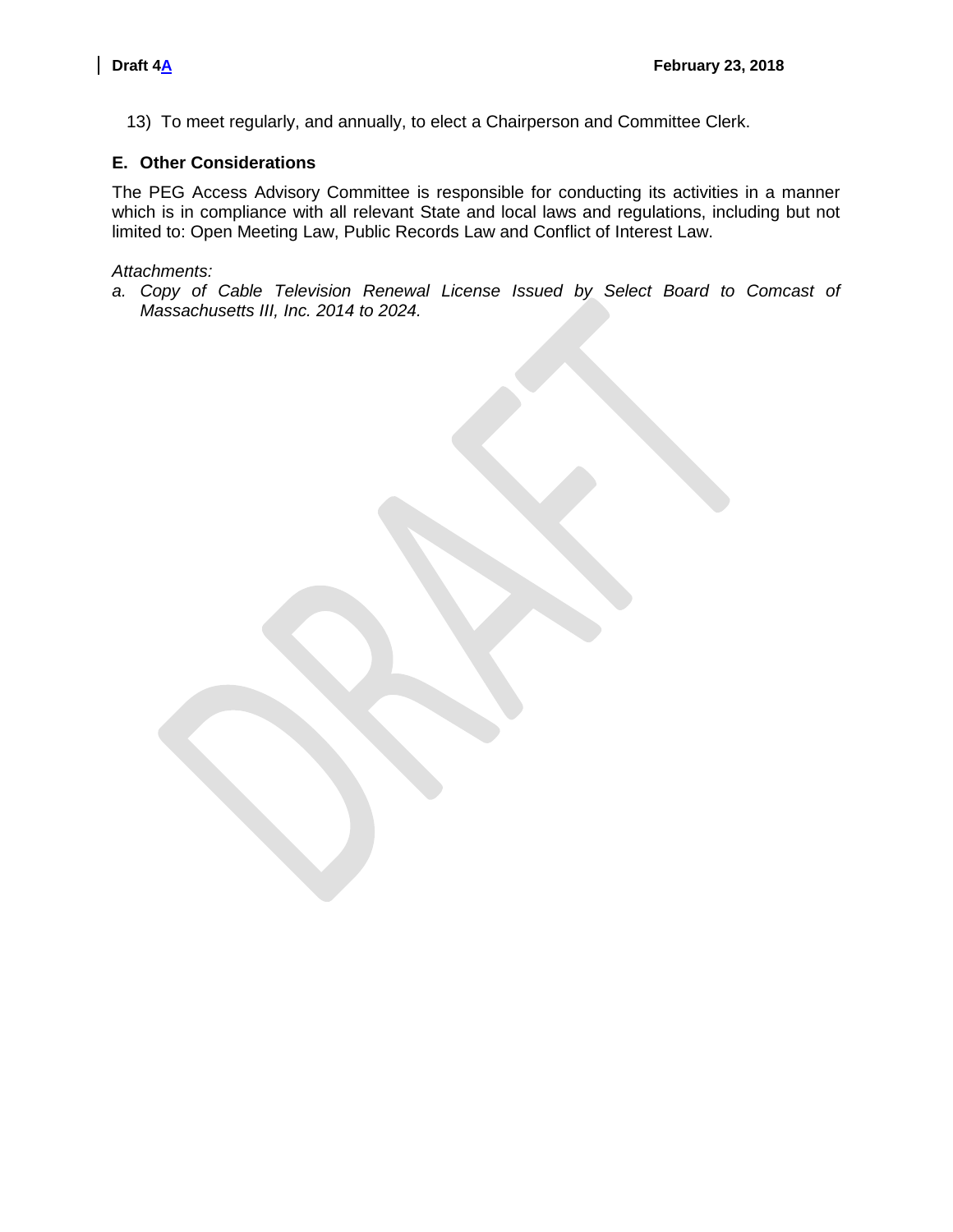13) To meet regularly, and annually, to elect a Chairperson and Committee Clerk.

## E. Other Considerations

The PEG Access Advisory Committee is responsible for conducting its activities in a manner which is in compliance with all relevant State and local laws and regulations, including but not limited to: Open Meeting Law, Public Records Law and Conflict of Interest Law.

*Attachments:*

*a. Copy of Cable Television Renewal License Issued by Select Board to Comcast of Massachusetts III, Inc. 2014 to 2024.*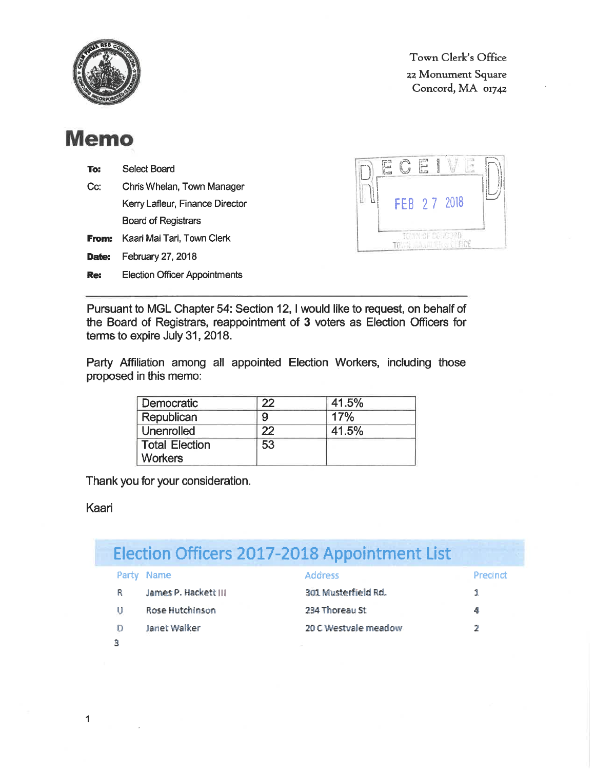Town Clerk's Office
22 Monument Square
Concord, MA 01742

# Memo

**To:** Select Board

Cc: Chris Whelan, Town Manager
Kerry Lafleur, Finance Director
Board of Registrars

**From:** Kaari Mai Tari, Town Clerk

**Date:** February 27, 2018

**Re:** Election Officer Appointments

RECEIVED FEB 27 2018 TOWN OF CONCORD TOWN MANAGER'S OFFICE

---

Pursuant to MGL Chapter 54: Section 12, I would like to request, on behalf of the Board of Registrars, reappointment of **3** voters as Election Officers for terms to expire July 31, 2018.

Party Affiliation among all appointed Election Workers, including those proposed in this memo:

| | | |
|---|---|---|
| Democratic | 22 | 41.5% |
| Republican | 9 | 17% |
| Unenrolled | 22 | 41.5% |
| Total Election Workers | 53 | |

Thank you for your consideration.

Kaari

## Election Officers 2017-2018 Appointment List

| Party | Name | Address | Precinct |
|---|---|---|---|
| R | James P. Hackett III | 301 Musterfield Rd. | 1 |
| U | Rose Hutchinson | 234 Thoreau St | 4 |
| D | Janet Walker | 20 C Westvale meadow | 2 |
| 3 | | | |